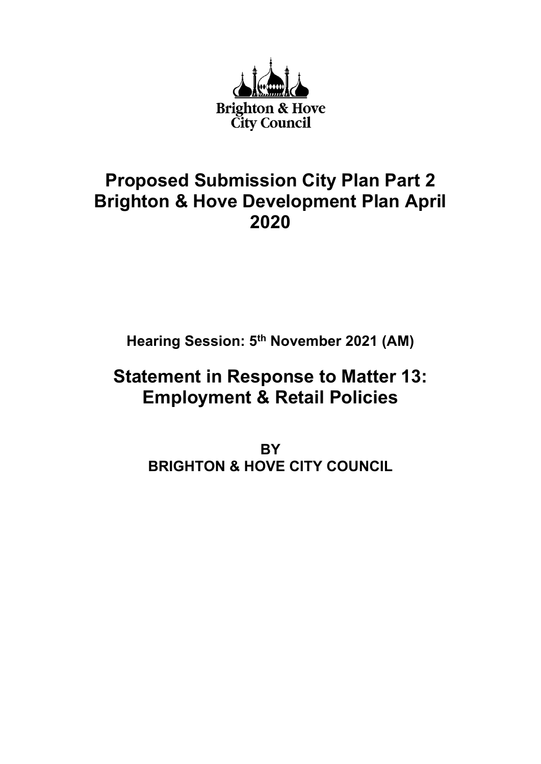Brighton & Hove City Council

# Proposed Submission City Plan Part 2 Brighton & Hove Development Plan April 2020

**Hearing Session: 5th November 2021 (AM)**

# Statement in Response to Matter 13: Employment & Retail Policies

**BY**
**BRIGHTON & HOVE CITY COUNCIL**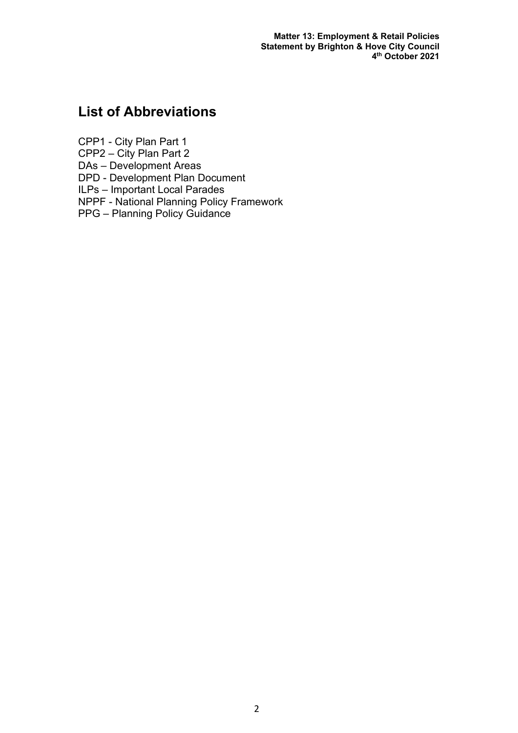## List of Abbreviations

CPP1 - City Plan Part 1
CPP2 – City Plan Part 2
DAs – Development Areas
DPD - Development Plan Document
ILPs – Important Local Parades
NPPF - National Planning Policy Framework
PPG – Planning Policy Guidance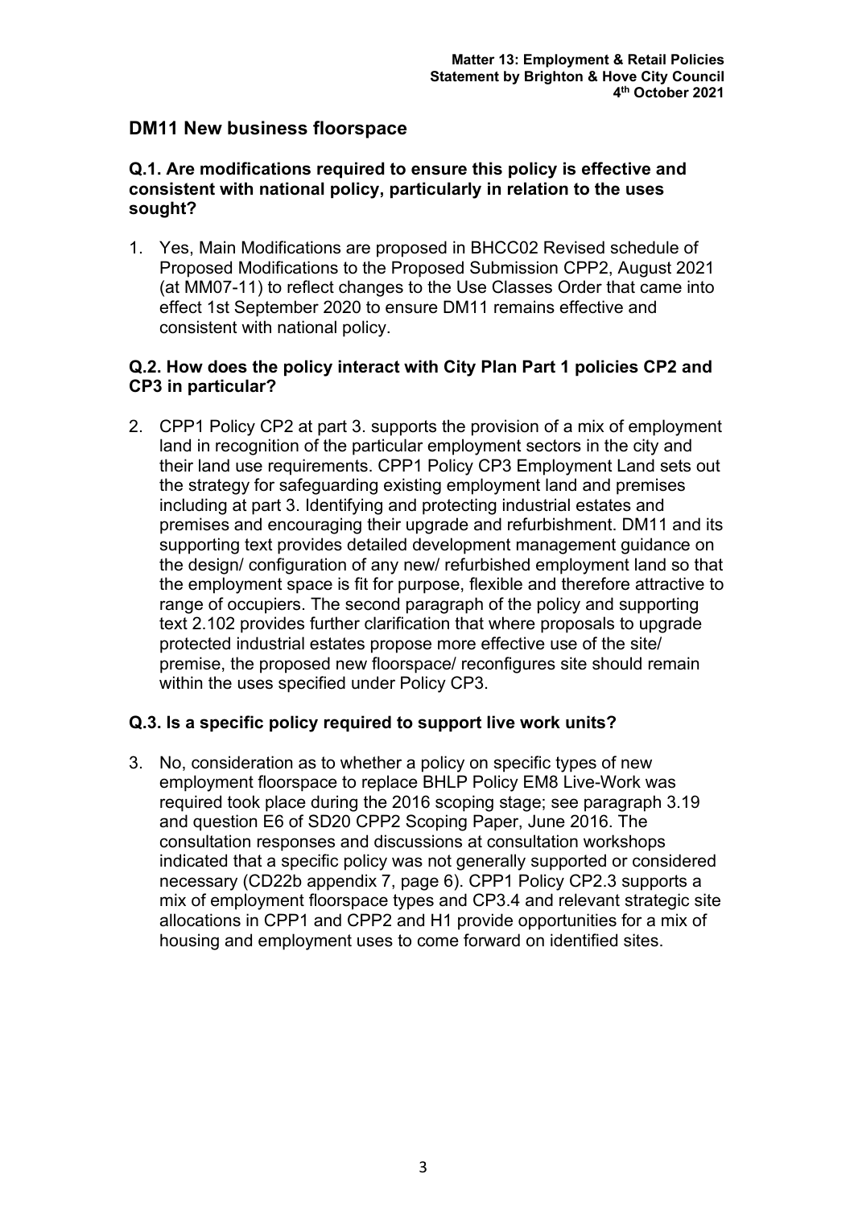## DM11 New business floorspace

### Q.1. Are modifications required to ensure this policy is effective and consistent with national policy, particularly in relation to the uses sought?

1. Yes, Main Modifications are proposed in BHCC02 Revised schedule of Proposed Modifications to the Proposed Submission CPP2, August 2021 (at MM07-11) to reflect changes to the Use Classes Order that came into effect 1st September 2020 to ensure DM11 remains effective and consistent with national policy.

### Q.2. How does the policy interact with City Plan Part 1 policies CP2 and CP3 in particular?

2. CPP1 Policy CP2 at part 3. supports the provision of a mix of employment land in recognition of the particular employment sectors in the city and their land use requirements. CPP1 Policy CP3 Employment Land sets out the strategy for safeguarding existing employment land and premises including at part 3. Identifying and protecting industrial estates and premises and encouraging their upgrade and refurbishment. DM11 and its supporting text provides detailed development management guidance on the design/ configuration of any new/ refurbished employment land so that the employment space is fit for purpose, flexible and therefore attractive to range of occupiers. The second paragraph of the policy and supporting text 2.102 provides further clarification that where proposals to upgrade protected industrial estates propose more effective use of the site/ premise, the proposed new floorspace/ reconfigures site should remain within the uses specified under Policy CP3.

### Q.3. Is a specific policy required to support live work units?

3. No, consideration as to whether a policy on specific types of new employment floorspace to replace BHLP Policy EM8 Live-Work was required took place during the 2016 scoping stage; see paragraph 3.19 and question E6 of SD20 CPP2 Scoping Paper, June 2016. The consultation responses and discussions at consultation workshops indicated that a specific policy was not generally supported or considered necessary (CD22b appendix 7, page 6). CPP1 Policy CP2.3 supports a mix of employment floorspace types and CP3.4 and relevant strategic site allocations in CPP1 and CPP2 and H1 provide opportunities for a mix of housing and employment uses to come forward on identified sites.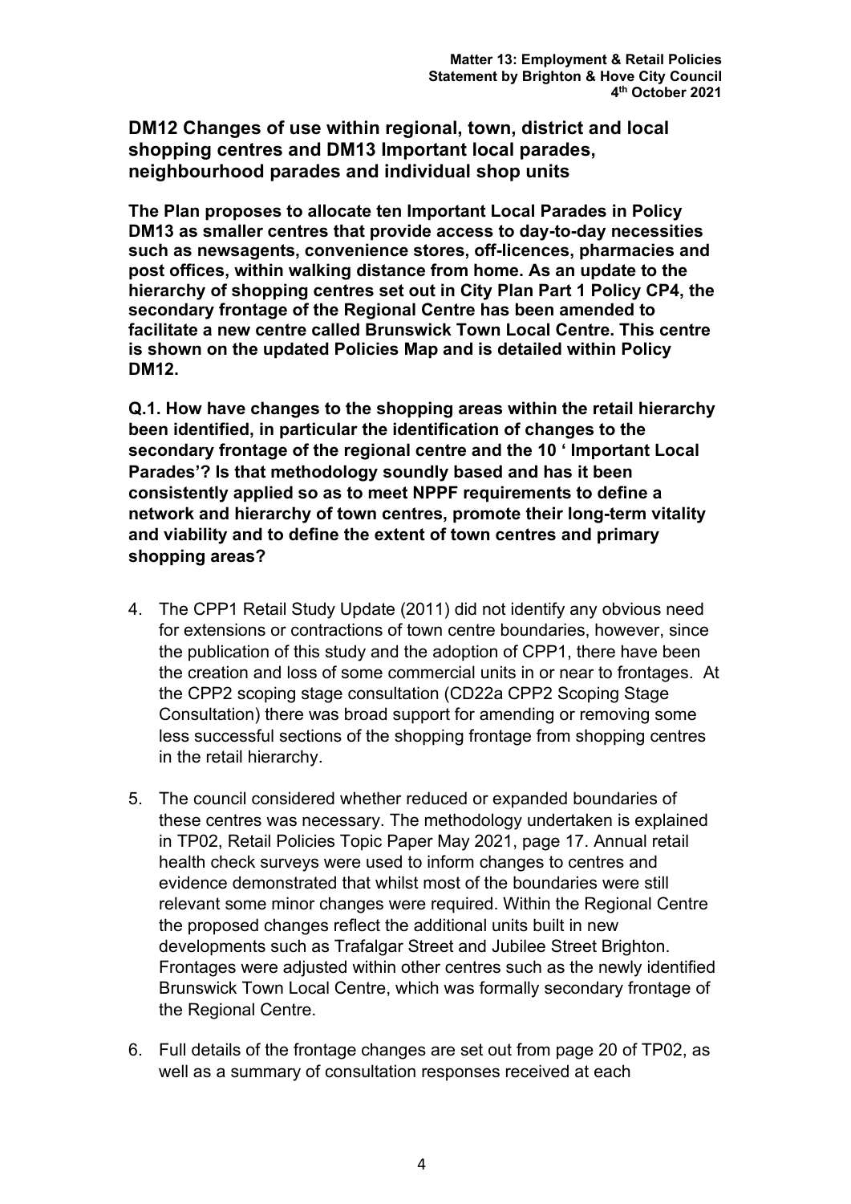## DM12 Changes of use within regional, town, district and local shopping centres and DM13 Important local parades, neighbourhood parades and individual shop units

**The Plan proposes to allocate ten Important Local Parades in Policy DM13 as smaller centres that provide access to day-to-day necessities such as newsagents, convenience stores, off-licences, pharmacies and post offices, within walking distance from home. As an update to the hierarchy of shopping centres set out in City Plan Part 1 Policy CP4, the secondary frontage of the Regional Centre has been amended to facilitate a new centre called Brunswick Town Local Centre. This centre is shown on the updated Policies Map and is detailed within Policy DM12.**

**Q.1. How have changes to the shopping areas within the retail hierarchy been identified, in particular the identification of changes to the secondary frontage of the regional centre and the 10 ' Important Local Parades'? Is that methodology soundly based and has it been consistently applied so as to meet NPPF requirements to define a network and hierarchy of town centres, promote their long-term vitality and viability and to define the extent of town centres and primary shopping areas?**

4. The CPP1 Retail Study Update (2011) did not identify any obvious need for extensions or contractions of town centre boundaries, however, since the publication of this study and the adoption of CPP1, there have been the creation and loss of some commercial units in or near to frontages. At the CPP2 scoping stage consultation (CD22a CPP2 Scoping Stage Consultation) there was broad support for amending or removing some less successful sections of the shopping frontage from shopping centres in the retail hierarchy.

5. The council considered whether reduced or expanded boundaries of these centres was necessary. The methodology undertaken is explained in TP02, Retail Policies Topic Paper May 2021, page 17. Annual retail health check surveys were used to inform changes to centres and evidence demonstrated that whilst most of the boundaries were still relevant some minor changes were required. Within the Regional Centre the proposed changes reflect the additional units built in new developments such as Trafalgar Street and Jubilee Street Brighton. Frontages were adjusted within other centres such as the newly identified Brunswick Town Local Centre, which was formally secondary frontage of the Regional Centre.

6. Full details of the frontage changes are set out from page 20 of TP02, as well as a summary of consultation responses received at each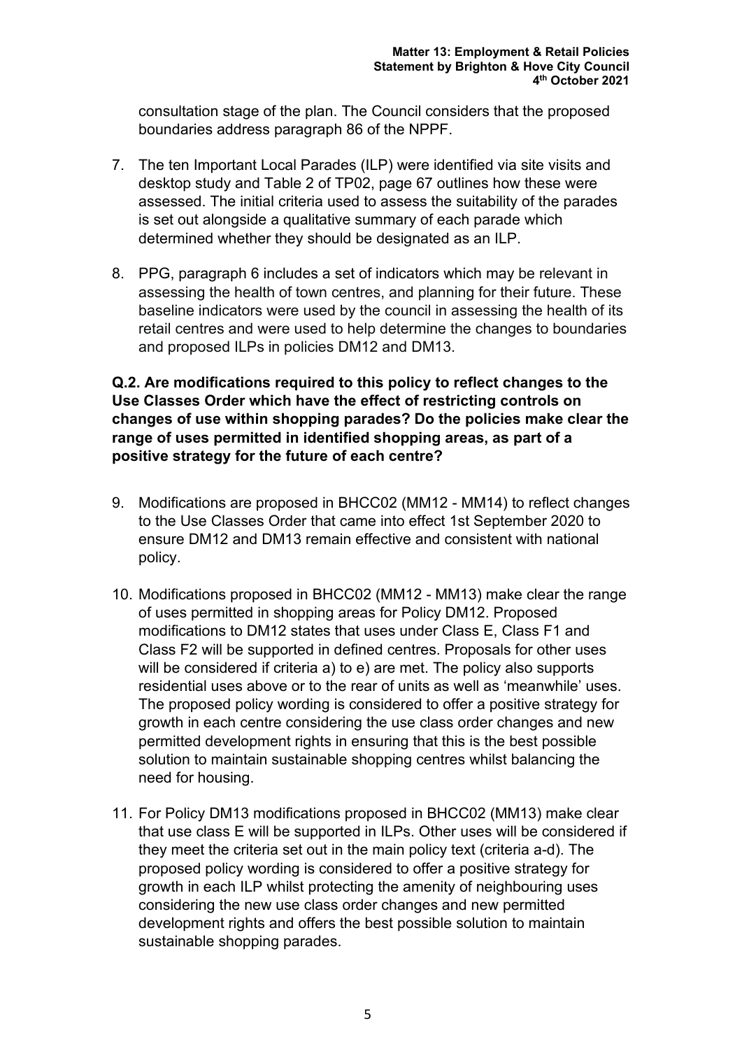consultation stage of the plan. The Council considers that the proposed boundaries address paragraph 86 of the NPPF.

7. The ten Important Local Parades (ILP) were identified via site visits and desktop study and Table 2 of TP02, page 67 outlines how these were assessed. The initial criteria used to assess the suitability of the parades is set out alongside a qualitative summary of each parade which determined whether they should be designated as an ILP.

8. PPG, paragraph 6 includes a set of indicators which may be relevant in assessing the health of town centres, and planning for their future. These baseline indicators were used by the council in assessing the health of its retail centres and were used to help determine the changes to boundaries and proposed ILPs in policies DM12 and DM13.

**Q.2. Are modifications required to this policy to reflect changes to the Use Classes Order which have the effect of restricting controls on changes of use within shopping parades? Do the policies make clear the range of uses permitted in identified shopping areas, as part of a positive strategy for the future of each centre?**

9. Modifications are proposed in BHCC02 (MM12 - MM14) to reflect changes to the Use Classes Order that came into effect 1st September 2020 to ensure DM12 and DM13 remain effective and consistent with national policy.

10. Modifications proposed in BHCC02 (MM12 - MM13) make clear the range of uses permitted in shopping areas for Policy DM12. Proposed modifications to DM12 states that uses under Class E, Class F1 and Class F2 will be supported in defined centres. Proposals for other uses will be considered if criteria a) to e) are met. The policy also supports residential uses above or to the rear of units as well as 'meanwhile' uses. The proposed policy wording is considered to offer a positive strategy for growth in each centre considering the use class order changes and new permitted development rights in ensuring that this is the best possible solution to maintain sustainable shopping centres whilst balancing the need for housing.

11. For Policy DM13 modifications proposed in BHCC02 (MM13) make clear that use class E will be supported in ILPs. Other uses will be considered if they meet the criteria set out in the main policy text (criteria a-d). The proposed policy wording is considered to offer a positive strategy for growth in each ILP whilst protecting the amenity of neighbouring uses considering the new use class order changes and new permitted development rights and offers the best possible solution to maintain sustainable shopping parades.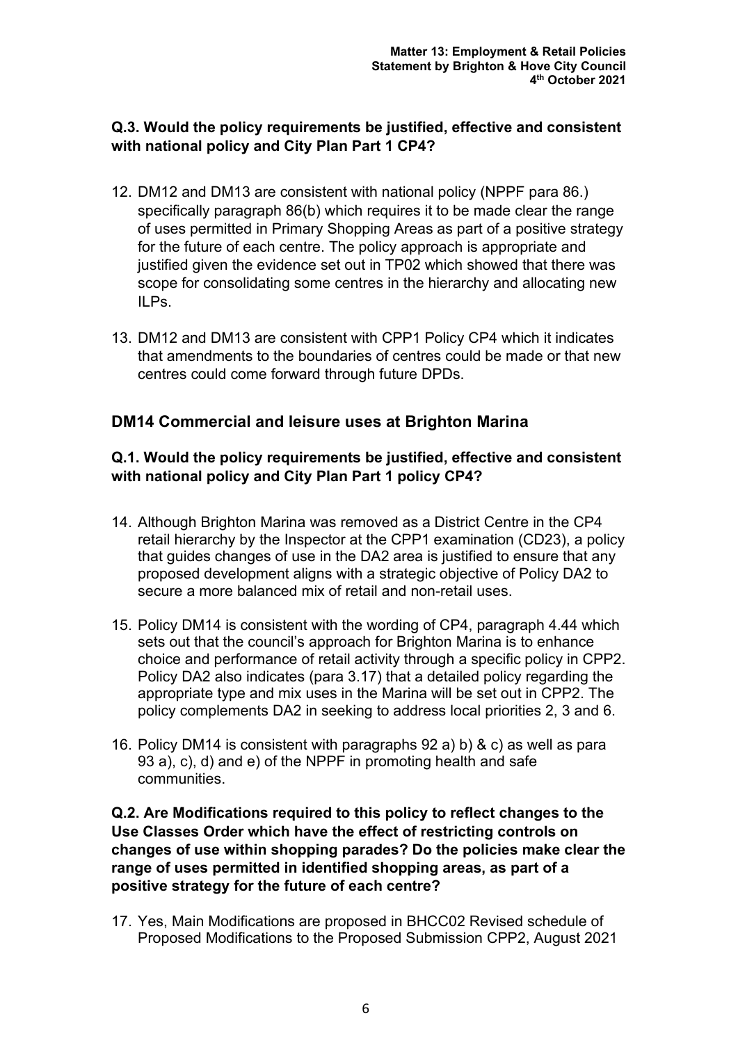**Q.3. Would the policy requirements be justified, effective and consistent with national policy and City Plan Part 1 CP4?**

12. DM12 and DM13 are consistent with national policy (NPPF para 86.) specifically paragraph 86(b) which requires it to be made clear the range of uses permitted in Primary Shopping Areas as part of a positive strategy for the future of each centre. The policy approach is appropriate and justified given the evidence set out in TP02 which showed that there was scope for consolidating some centres in the hierarchy and allocating new ILPs.

13. DM12 and DM13 are consistent with CPP1 Policy CP4 which it indicates that amendments to the boundaries of centres could be made or that new centres could come forward through future DPDs.

## DM14 Commercial and leisure uses at Brighton Marina

**Q.1. Would the policy requirements be justified, effective and consistent with national policy and City Plan Part 1 policy CP4?**

14. Although Brighton Marina was removed as a District Centre in the CP4 retail hierarchy by the Inspector at the CPP1 examination (CD23), a policy that guides changes of use in the DA2 area is justified to ensure that any proposed development aligns with a strategic objective of Policy DA2 to secure a more balanced mix of retail and non-retail uses.

15. Policy DM14 is consistent with the wording of CP4, paragraph 4.44 which sets out that the council's approach for Brighton Marina is to enhance choice and performance of retail activity through a specific policy in CPP2. Policy DA2 also indicates (para 3.17) that a detailed policy regarding the appropriate type and mix uses in the Marina will be set out in CPP2. The policy complements DA2 in seeking to address local priorities 2, 3 and 6.

16. Policy DM14 is consistent with paragraphs 92 a) b) & c) as well as para 93 a), c), d) and e) of the NPPF in promoting health and safe communities.

**Q.2. Are Modifications required to this policy to reflect changes to the Use Classes Order which have the effect of restricting controls on changes of use within shopping parades? Do the policies make clear the range of uses permitted in identified shopping areas, as part of a positive strategy for the future of each centre?**

17. Yes, Main Modifications are proposed in BHCC02 Revised schedule of Proposed Modifications to the Proposed Submission CPP2, August 2021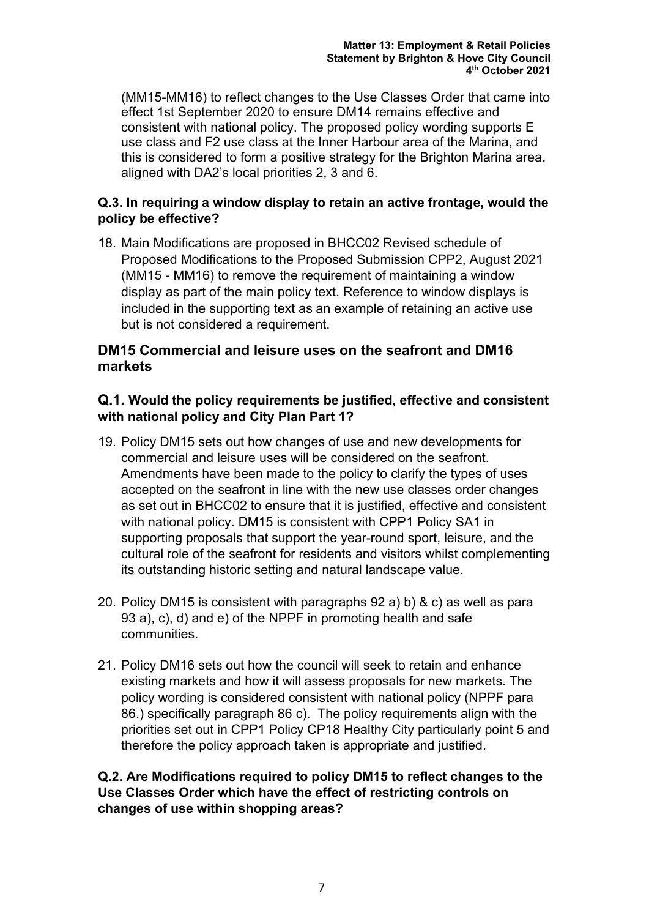(MM15-MM16) to reflect changes to the Use Classes Order that came into effect 1st September 2020 to ensure DM14 remains effective and consistent with national policy. The proposed policy wording supports E use class and F2 use class at the Inner Harbour area of the Marina, and this is considered to form a positive strategy for the Brighton Marina area, aligned with DA2's local priorities 2, 3 and 6.

**Q.3. In requiring a window display to retain an active frontage, would the policy be effective?**

18. Main Modifications are proposed in BHCC02 Revised schedule of Proposed Modifications to the Proposed Submission CPP2, August 2021 (MM15 - MM16) to remove the requirement of maintaining a window display as part of the main policy text. Reference to window displays is included in the supporting text as an example of retaining an active use but is not considered a requirement.

## DM15 Commercial and leisure uses on the seafront and DM16 markets

### Q.1. Would the policy requirements be justified, effective and consistent with national policy and City Plan Part 1?

19. Policy DM15 sets out how changes of use and new developments for commercial and leisure uses will be considered on the seafront. Amendments have been made to the policy to clarify the types of uses accepted on the seafront in line with the new use classes order changes as set out in BHCC02 to ensure that it is justified, effective and consistent with national policy. DM15 is consistent with CPP1 Policy SA1 in supporting proposals that support the year-round sport, leisure, and the cultural role of the seafront for residents and visitors whilst complementing its outstanding historic setting and natural landscape value.

20. Policy DM15 is consistent with paragraphs 92 a) b) & c) as well as para 93 a), c), d) and e) of the NPPF in promoting health and safe communities.

21. Policy DM16 sets out how the council will seek to retain and enhance existing markets and how it will assess proposals for new markets. The policy wording is considered consistent with national policy (NPPF para 86.) specifically paragraph 86 c). The policy requirements align with the priorities set out in CPP1 Policy CP18 Healthy City particularly point 5 and therefore the policy approach taken is appropriate and justified.

**Q.2. Are Modifications required to policy DM15 to reflect changes to the Use Classes Order which have the effect of restricting controls on changes of use within shopping areas?**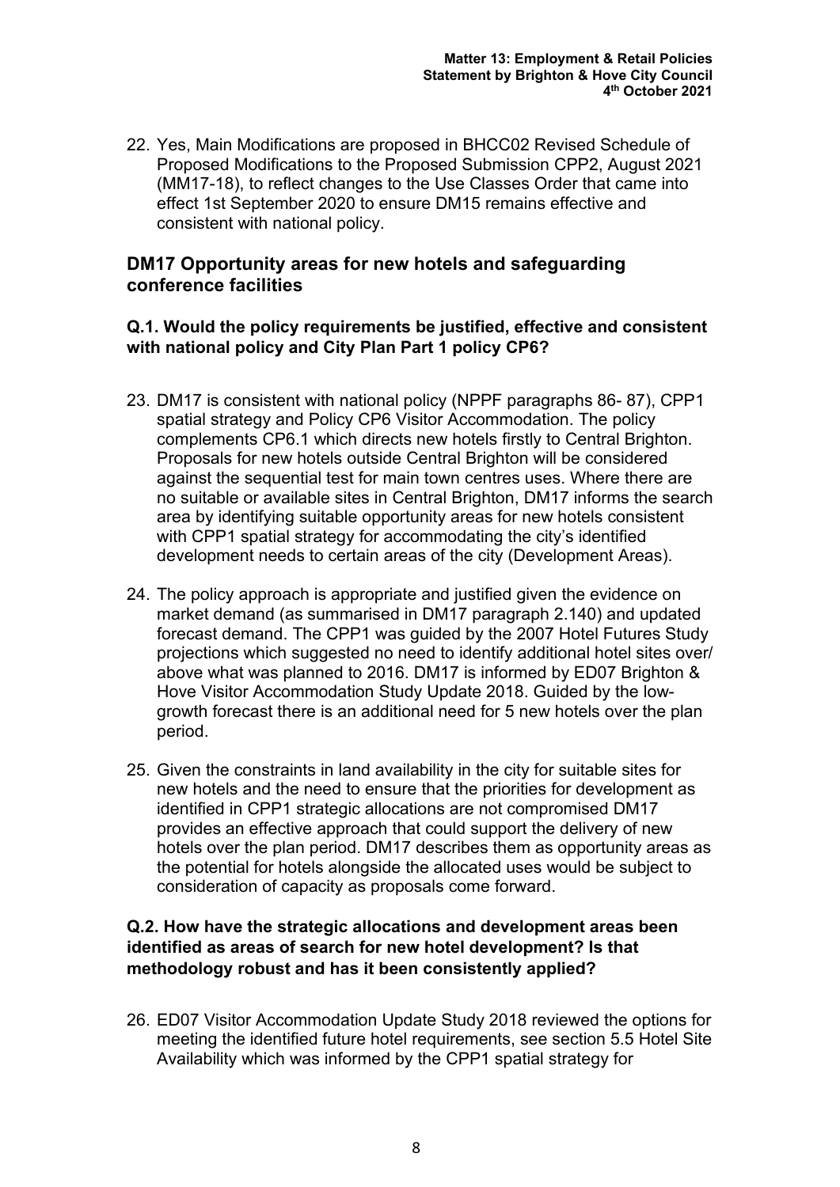22. Yes, Main Modifications are proposed in BHCC02 Revised Schedule of Proposed Modifications to the Proposed Submission CPP2, August 2021 (MM17-18), to reflect changes to the Use Classes Order that came into effect 1st September 2020 to ensure DM15 remains effective and consistent with national policy.

## DM17 Opportunity areas for new hotels and safeguarding conference facilities

### Q.1. Would the policy requirements be justified, effective and consistent with national policy and City Plan Part 1 policy CP6?

23. DM17 is consistent with national policy (NPPF paragraphs 86- 87), CPP1 spatial strategy and Policy CP6 Visitor Accommodation. The policy complements CP6.1 which directs new hotels firstly to Central Brighton. Proposals for new hotels outside Central Brighton will be considered against the sequential test for main town centres uses. Where there are no suitable or available sites in Central Brighton, DM17 informs the search area by identifying suitable opportunity areas for new hotels consistent with CPP1 spatial strategy for accommodating the city's identified development needs to certain areas of the city (Development Areas).

24. The policy approach is appropriate and justified given the evidence on market demand (as summarised in DM17 paragraph 2.140) and updated forecast demand. The CPP1 was guided by the 2007 Hotel Futures Study projections which suggested no need to identify additional hotel sites over/ above what was planned to 2016. DM17 is informed by ED07 Brighton & Hove Visitor Accommodation Study Update 2018. Guided by the low-growth forecast there is an additional need for 5 new hotels over the plan period.

25. Given the constraints in land availability in the city for suitable sites for new hotels and the need to ensure that the priorities for development as identified in CPP1 strategic allocations are not compromised DM17 provides an effective approach that could support the delivery of new hotels over the plan period. DM17 describes them as opportunity areas as the potential for hotels alongside the allocated uses would be subject to consideration of capacity as proposals come forward.

### Q.2. How have the strategic allocations and development areas been identified as areas of search for new hotel development? Is that methodology robust and has it been consistently applied?

26. ED07 Visitor Accommodation Update Study 2018 reviewed the options for meeting the identified future hotel requirements, see section 5.5 Hotel Site Availability which was informed by the CPP1 spatial strategy for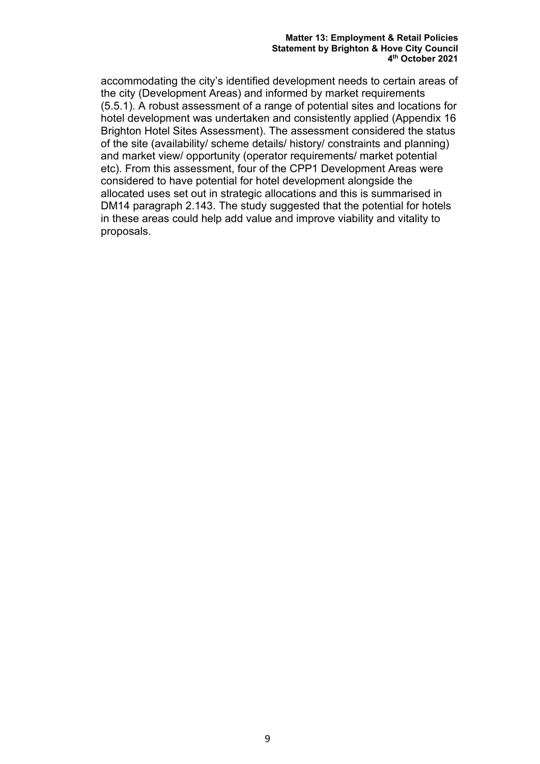accommodating the city's identified development needs to certain areas of the city (Development Areas) and informed by market requirements (5.5.1). A robust assessment of a range of potential sites and locations for hotel development was undertaken and consistently applied (Appendix 16 Brighton Hotel Sites Assessment). The assessment considered the status of the site (availability/ scheme details/ history/ constraints and planning) and market view/ opportunity (operator requirements/ market potential etc). From this assessment, four of the CPP1 Development Areas were considered to have potential for hotel development alongside the allocated uses set out in strategic allocations and this is summarised in DM14 paragraph 2.143. The study suggested that the potential for hotels in these areas could help add value and improve viability and vitality to proposals.